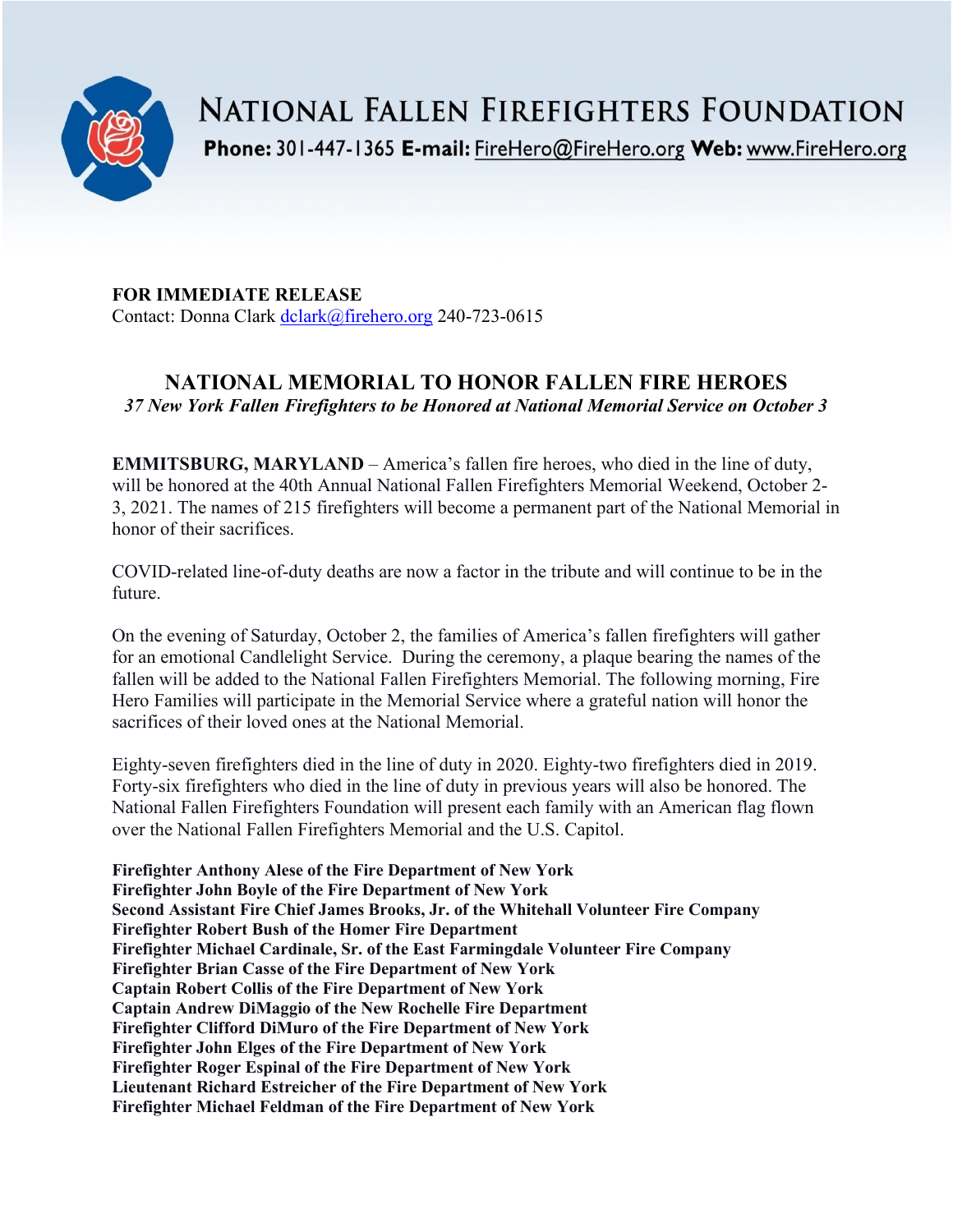# NATIONAL FALLEN FIREFIGHTERS FOUNDATION

**Phone:** 301-447-1365 **E-mail:** FireHero@FireHero.org **Web:** www.FireHero.org

**FOR IMMEDIATE RELEASE**
Contact: Donna Clark dclark@firehero.org 240-723-0615

## NATIONAL MEMORIAL TO HONOR FALLEN FIRE HEROES

*37 New York Fallen Firefighters to be Honored at National Memorial Service on October 3*

**EMMITSBURG, MARYLAND** – America's fallen fire heroes, who died in the line of duty, will be honored at the 40th Annual National Fallen Firefighters Memorial Weekend, October 2-3, 2021. The names of 215 firefighters will become a permanent part of the National Memorial in honor of their sacrifices.

COVID-related line-of-duty deaths are now a factor in the tribute and will continue to be in the future.

On the evening of Saturday, October 2, the families of America's fallen firefighters will gather for an emotional Candlelight Service. During the ceremony, a plaque bearing the names of the fallen will be added to the National Fallen Firefighters Memorial. The following morning, Fire Hero Families will participate in the Memorial Service where a grateful nation will honor the sacrifices of their loved ones at the National Memorial.

Eighty-seven firefighters died in the line of duty in 2020. Eighty-two firefighters died in 2019. Forty-six firefighters who died in the line of duty in previous years will also be honored. The National Fallen Firefighters Foundation will present each family with an American flag flown over the National Fallen Firefighters Memorial and the U.S. Capitol.

**Firefighter Anthony Alese of the Fire Department of New York**
**Firefighter John Boyle of the Fire Department of New York**
**Second Assistant Fire Chief James Brooks, Jr. of the Whitehall Volunteer Fire Company**
**Firefighter Robert Bush of the Homer Fire Department**
**Firefighter Michael Cardinale, Sr. of the East Farmingdale Volunteer Fire Company**
**Firefighter Brian Casse of the Fire Department of New York**
**Captain Robert Collis of the Fire Department of New York**
**Captain Andrew DiMaggio of the New Rochelle Fire Department**
**Firefighter Clifford DiMuro of the Fire Department of New York**
**Firefighter John Elges of the Fire Department of New York**
**Firefighter Roger Espinal of the Fire Department of New York**
**Lieutenant Richard Estreicher of the Fire Department of New York**
**Firefighter Michael Feldman of the Fire Department of New York**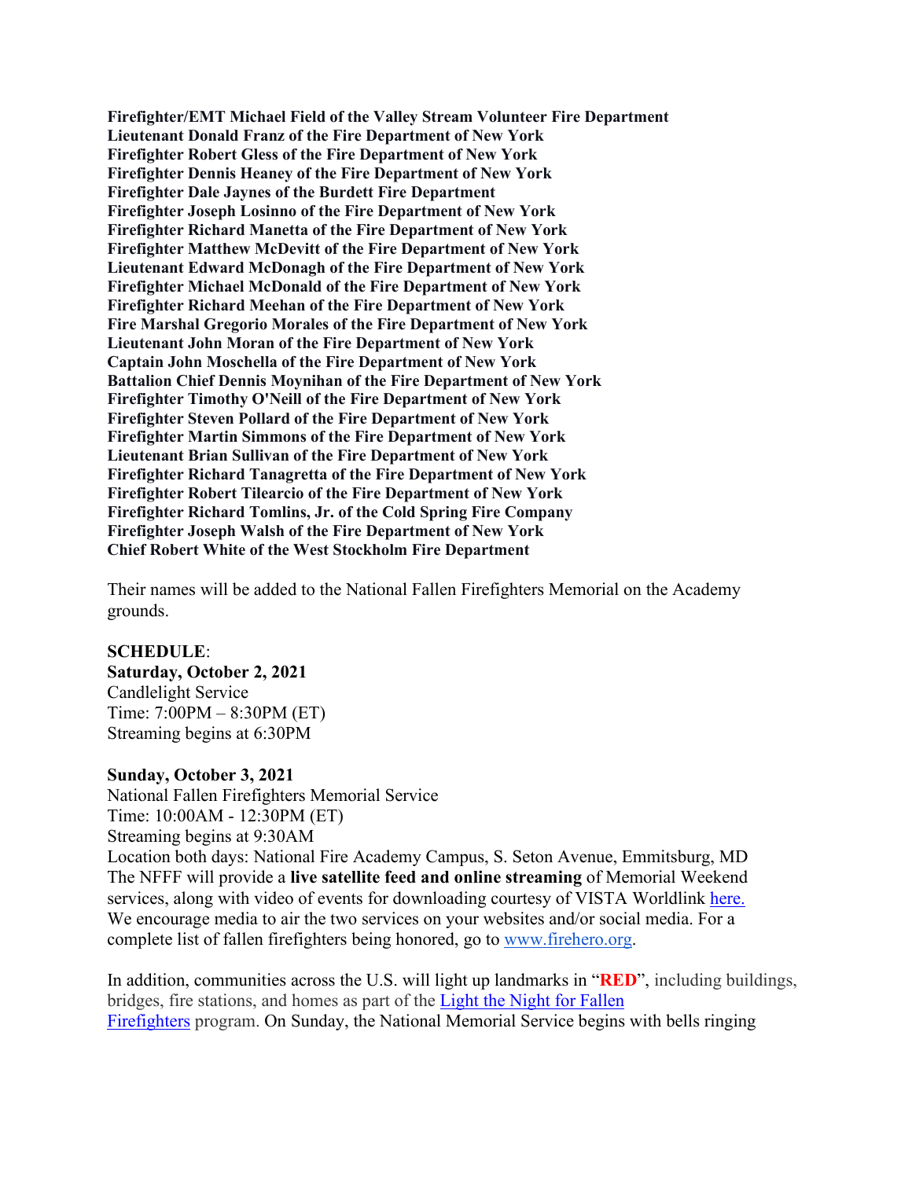**Firefighter/EMT Michael Field of the Valley Stream Volunteer Fire Department**
**Lieutenant Donald Franz of the Fire Department of New York**
**Firefighter Robert Gless of the Fire Department of New York**
**Firefighter Dennis Heaney of the Fire Department of New York**
**Firefighter Dale Jaynes of the Burdett Fire Department**
**Firefighter Joseph Losinno of the Fire Department of New York**
**Firefighter Richard Manetta of the Fire Department of New York**
**Firefighter Matthew McDevitt of the Fire Department of New York**
**Lieutenant Edward McDonagh of the Fire Department of New York**
**Firefighter Michael McDonald of the Fire Department of New York**
**Firefighter Richard Meehan of the Fire Department of New York**
**Fire Marshal Gregorio Morales of the Fire Department of New York**
**Lieutenant John Moran of the Fire Department of New York**
**Captain John Moschella of the Fire Department of New York**
**Battalion Chief Dennis Moynihan of the Fire Department of New York**
**Firefighter Timothy O'Neill of the Fire Department of New York**
**Firefighter Steven Pollard of the Fire Department of New York**
**Firefighter Martin Simmons of the Fire Department of New York**
**Lieutenant Brian Sullivan of the Fire Department of New York**
**Firefighter Richard Tanagretta of the Fire Department of New York**
**Firefighter Robert Tilearcio of the Fire Department of New York**
**Firefighter Richard Tomlins, Jr. of the Cold Spring Fire Company**
**Firefighter Joseph Walsh of the Fire Department of New York**
**Chief Robert White of the West Stockholm Fire Department**

Their names will be added to the National Fallen Firefighters Memorial on the Academy grounds.

**SCHEDULE**:
**Saturday, October 2, 2021**
Candlelight Service
Time: 7:00PM – 8:30PM (ET)
Streaming begins at 6:30PM

**Sunday, October 3, 2021**
National Fallen Firefighters Memorial Service
Time: 10:00AM - 12:30PM (ET)
Streaming begins at 9:30AM
Location both days: National Fire Academy Campus, S. Seton Avenue, Emmitsburg, MD
The NFFF will provide a **live satellite feed and online streaming** of Memorial Weekend services, along with video of events for downloading courtesy of VISTA Worldlink here.
We encourage media to air the two services on your websites and/or social media. For a complete list of fallen firefighters being honored, go to www.firehero.org.

In addition, communities across the U.S. will light up landmarks in "**RED**", including buildings, bridges, fire stations, and homes as part of the Light the Night for Fallen Firefighters program. On Sunday, the National Memorial Service begins with bells ringing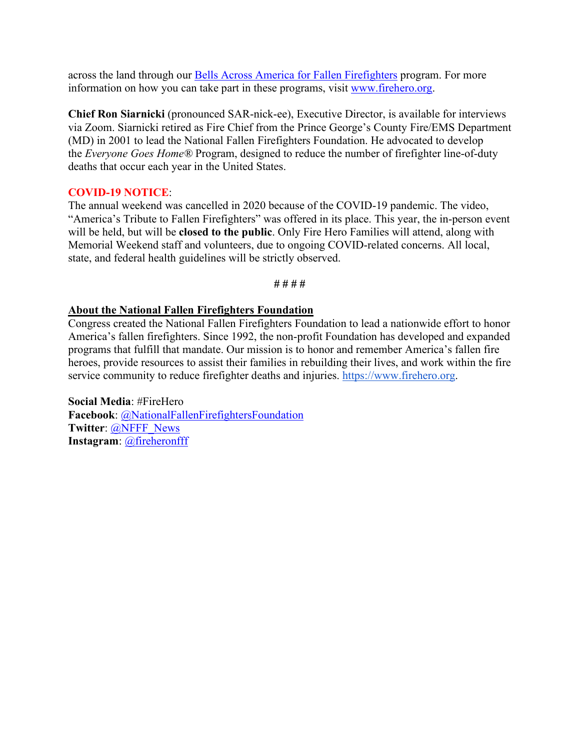across the land through our Bells Across America for Fallen Firefighters program. For more information on how you can take part in these programs, visit www.firehero.org.

**Chief Ron Siarnicki** (pronounced SAR-nick-ee), Executive Director, is available for interviews via Zoom. Siarnicki retired as Fire Chief from the Prince George's County Fire/EMS Department (MD) in 2001 to lead the National Fallen Firefighters Foundation. He advocated to develop the *Everyone Goes Home®* Program, designed to reduce the number of firefighter line-of-duty deaths that occur each year in the United States.

**COVID-19 NOTICE**:
The annual weekend was cancelled in 2020 because of the COVID-19 pandemic. The video, "America's Tribute to Fallen Firefighters" was offered in its place. This year, the in-person event will be held, but will be **closed to the public**. Only Fire Hero Families will attend, along with Memorial Weekend staff and volunteers, due to ongoing COVID-related concerns. All local, state, and federal health guidelines will be strictly observed.

# # # #

**About the National Fallen Firefighters Foundation**

Congress created the National Fallen Firefighters Foundation to lead a nationwide effort to honor America's fallen firefighters. Since 1992, the non-profit Foundation has developed and expanded programs that fulfill that mandate. Our mission is to honor and remember America's fallen fire heroes, provide resources to assist their families in rebuilding their lives, and work within the fire service community to reduce firefighter deaths and injuries. https://www.firehero.org.

**Social Media**: #FireHero
**Facebook**: @NationalFallenFirefightersFoundation
**Twitter**: @NFFF_News
**Instagram**: @fireheronfff